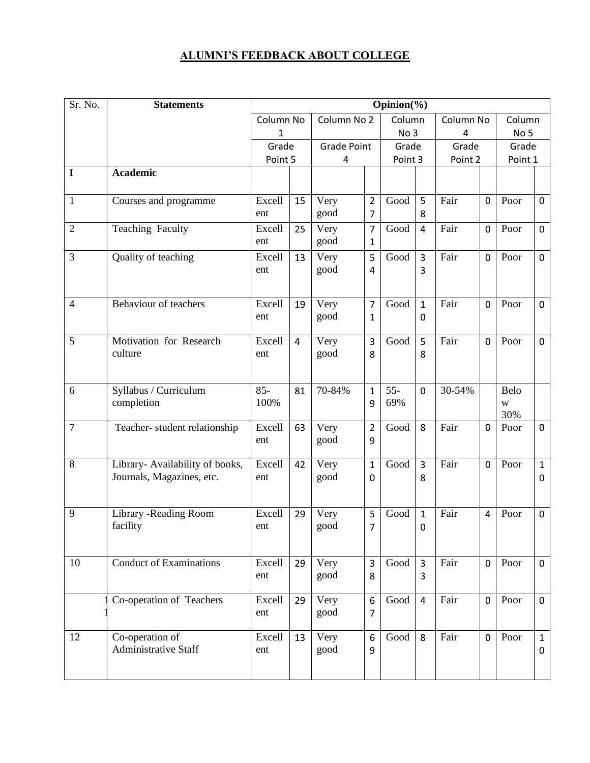# ALUMNI'S FEEDBACK ABOUT COLLEGE

| Sr. No. | Statements | Opinion(%) | | | | | | | | | |
|---|---|---|---|---|---|---|---|---|---|---|---|
| | | Column No 1 | | Column No 2 | | Column No 3 | | Column No 4 | | Column No 5 | |
| | | Grade Point 5 | | Grade Point 4 | | Grade Point 3 | | Grade Point 2 | | Grade Point 1 | |
| **I** | **Academic** | | | | | | | | | | |
| 1 | Courses and programme | Excellent | 15 | Very good | 27 | Good | 58 | Fair | 0 | Poor | 0 |
| 2 | Teaching Faculty | Excellent | 25 | Very good | 71 | Good | 4 | Fair | 0 | Poor | 0 |
| 3 | Quality of teaching | Excellent | 13 | Very good | 54 | Good | 33 | Fair | 0 | Poor | 0 |
| 4 | Behaviour of teachers | Excellent | 19 | Very good | 71 | Good | 10 | Fair | 0 | Poor | 0 |
| 5 | Motivation for Research culture | Excellent | 4 | Very good | 38 | Good | 58 | Fair | 0 | Poor | 0 |
| 6 | Syllabus / Curriculum completion | 85-100% | 81 | 70-84% | 19 | 55-69% | 0 | 30-54% | | Below 30% | |
| 7 | Teacher- student relationship | Excellent | 63 | Very good | 29 | Good | 8 | Fair | 0 | Poor | 0 |
| 8 | Library- Availability of books, Journals, Magazines, etc. | Excellent | 42 | Very good | 10 | Good | 38 | Fair | 0 | Poor | 10 |
| 9 | Library -Reading Room facility | Excellent | 29 | Very good | 57 | Good | 10 | Fair | 4 | Poor | 0 |
| 10 | Conduct of Examinations | Excellent | 29 | Very good | 38 | Good | 33 | Fair | 0 | Poor | 0 |
| 11 | Co-operation of Teachers | Excellent | 29 | Very good | 67 | Good | 4 | Fair | 0 | Poor | 0 |
| 12 | Co-operation of Administrative Staff | Excellent | 13 | Very good | 69 | Good | 8 | Fair | 0 | Poor | 10 |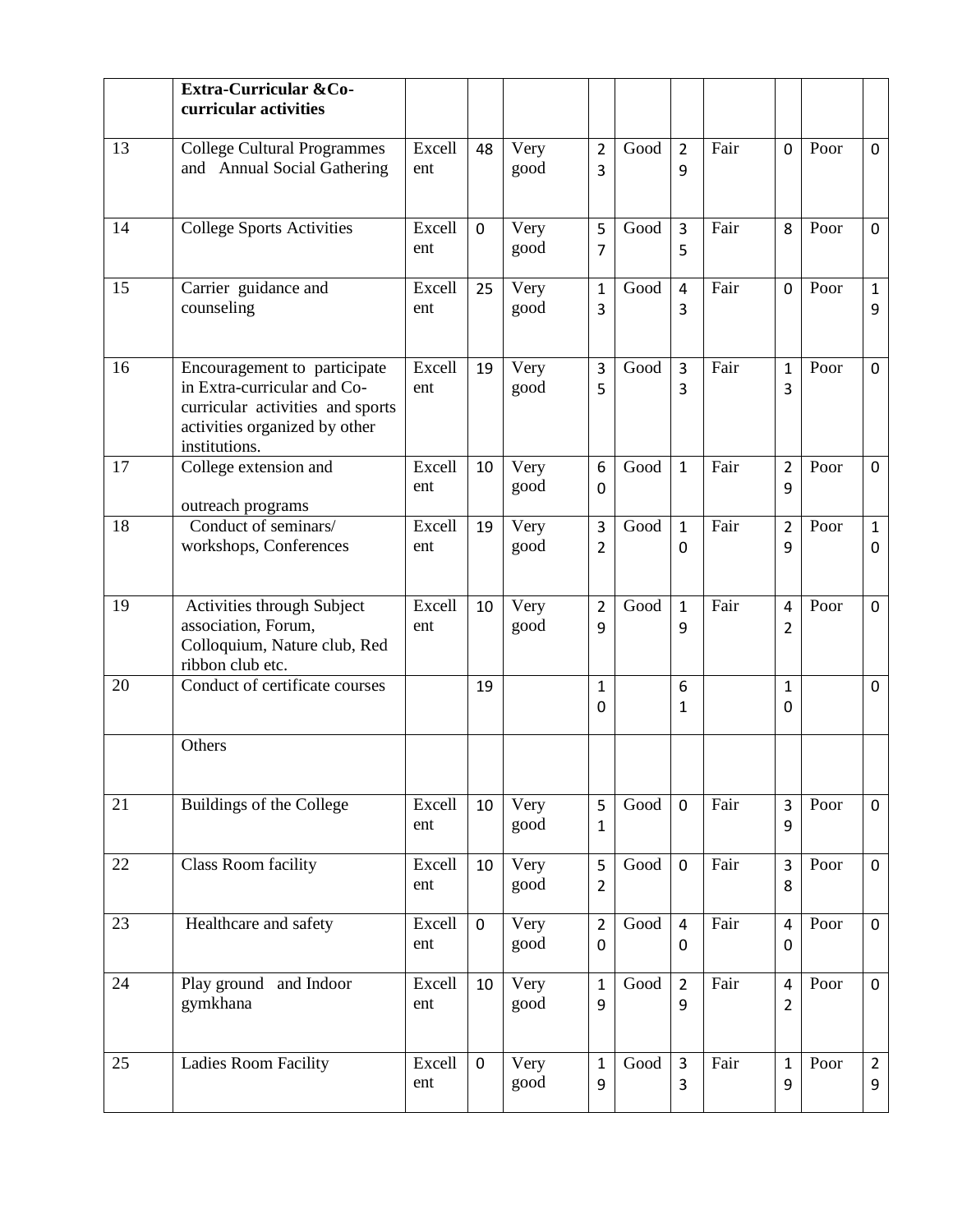| | Extra-Curricular &Co-curricular activities | | | | | | | | | | |
|---|---|---|---|---|---|---|---|---|---|---|---|
| 13 | College Cultural Programmes and Annual Social Gathering | Excellent | 48 | Very good | 23 | Good | 29 | Fair | 0 | Poor | 0 |
| 14 | College Sports Activities | Excellent | 0 | Very good | 57 | Good | 35 | Fair | 8 | Poor | 0 |
| 15 | Carrier guidance and counseling | Excellent | 25 | Very good | 13 | Good | 43 | Fair | 0 | Poor | 19 |
| 16 | Encouragement to participate in Extra-curricular and Co-curricular activities and sports activities organized by other institutions. | Excellent | 19 | Very good | 35 | Good | 33 | Fair | 13 | Poor | 0 |
| 17 | College extension and outreach programs | Excellent | 10 | Very good | 60 | Good | 1 | Fair | 29 | Poor | 0 |
| 18 | Conduct of seminars/ workshops, Conferences | Excellent | 19 | Very good | 32 | Good | 10 | Fair | 29 | Poor | 10 |
| 19 | Activities through Subject association, Forum, Colloquium, Nature club, Red ribbon club etc. | Excellent | 10 | Very good | 29 | Good | 19 | Fair | 42 | Poor | 0 |
| 20 | Conduct of certificate courses | | 19 | | 10 | | 61 | | 10 | | 0 |
| | Others | | | | | | | | | | |
| 21 | Buildings of the College | Excellent | 10 | Very good | 51 | Good | 0 | Fair | 39 | Poor | 0 |
| 22 | Class Room facility | Excellent | 10 | Very good | 52 | Good | 0 | Fair | 38 | Poor | 0 |
| 23 | Healthcare and safety | Excellent | 0 | Very good | 20 | Good | 40 | Fair | 40 | Poor | 0 |
| 24 | Play ground and Indoor gymkhana | Excellent | 10 | Very good | 19 | Good | 29 | Fair | 42 | Poor | 0 |
| 25 | Ladies Room Facility | Excellent | 0 | Very good | 19 | Good | 33 | Fair | 19 | Poor | 29 |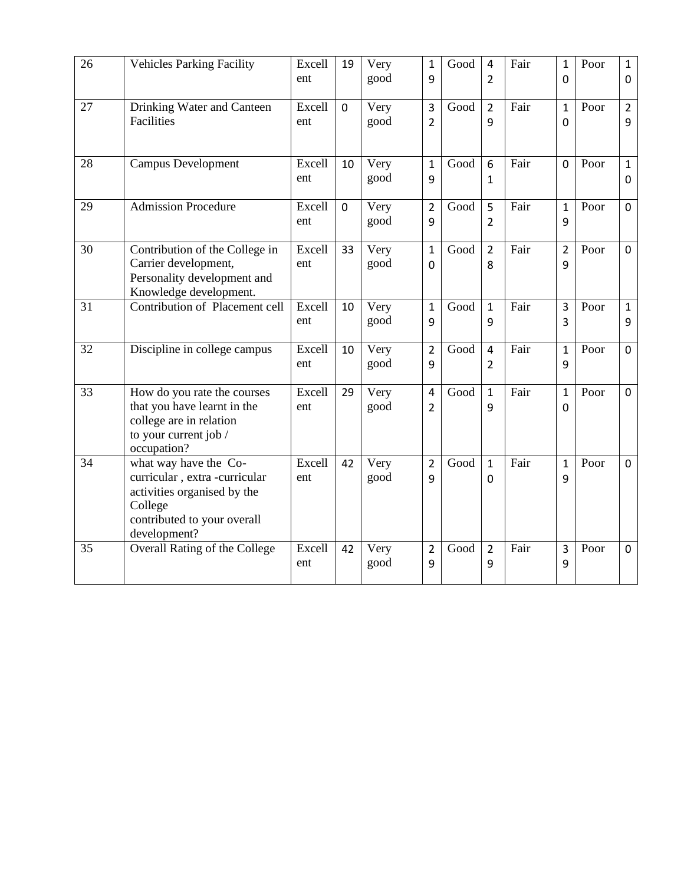| 26 | Vehicles Parking Facility | Excellent | 19 | Very good | 19 | Good | 42 | Fair | 10 | Poor | 10 |
|---|---|---|---|---|---|---|---|---|---|---|---|
| 27 | Drinking Water and Canteen Facilities | Excellent | 0 | Very good | 32 | Good | 29 | Fair | 10 | Poor | 29 |
| 28 | Campus Development | Excellent | 10 | Very good | 19 | Good | 61 | Fair | 0 | Poor | 10 |
| 29 | Admission Procedure | Excellent | 0 | Very good | 29 | Good | 52 | Fair | 19 | Poor | 0 |
| 30 | Contribution of the College in Carrier development, Personality development and Knowledge development. | Excellent | 33 | Very good | 10 | Good | 28 | Fair | 29 | Poor | 0 |
| 31 | Contribution of Placement cell | Excellent | 10 | Very good | 19 | Good | 19 | Fair | 33 | Poor | 19 |
| 32 | Discipline in college campus | Excellent | 10 | Very good | 29 | Good | 42 | Fair | 19 | Poor | 0 |
| 33 | How do you rate the courses that you have learnt in the college are in relation to your current job / occupation? | Excellent | 29 | Very good | 42 | Good | 19 | Fair | 10 | Poor | 0 |
| 34 | what way have the Co-curricular , extra -curricular activities organised by the College contributed to your overall development? | Excellent | 42 | Very good | 29 | Good | 10 | Fair | 19 | Poor | 0 |
| 35 | Overall Rating of the College | Excellent | 42 | Very good | 29 | Good | 29 | Fair | 39 | Poor | 0 |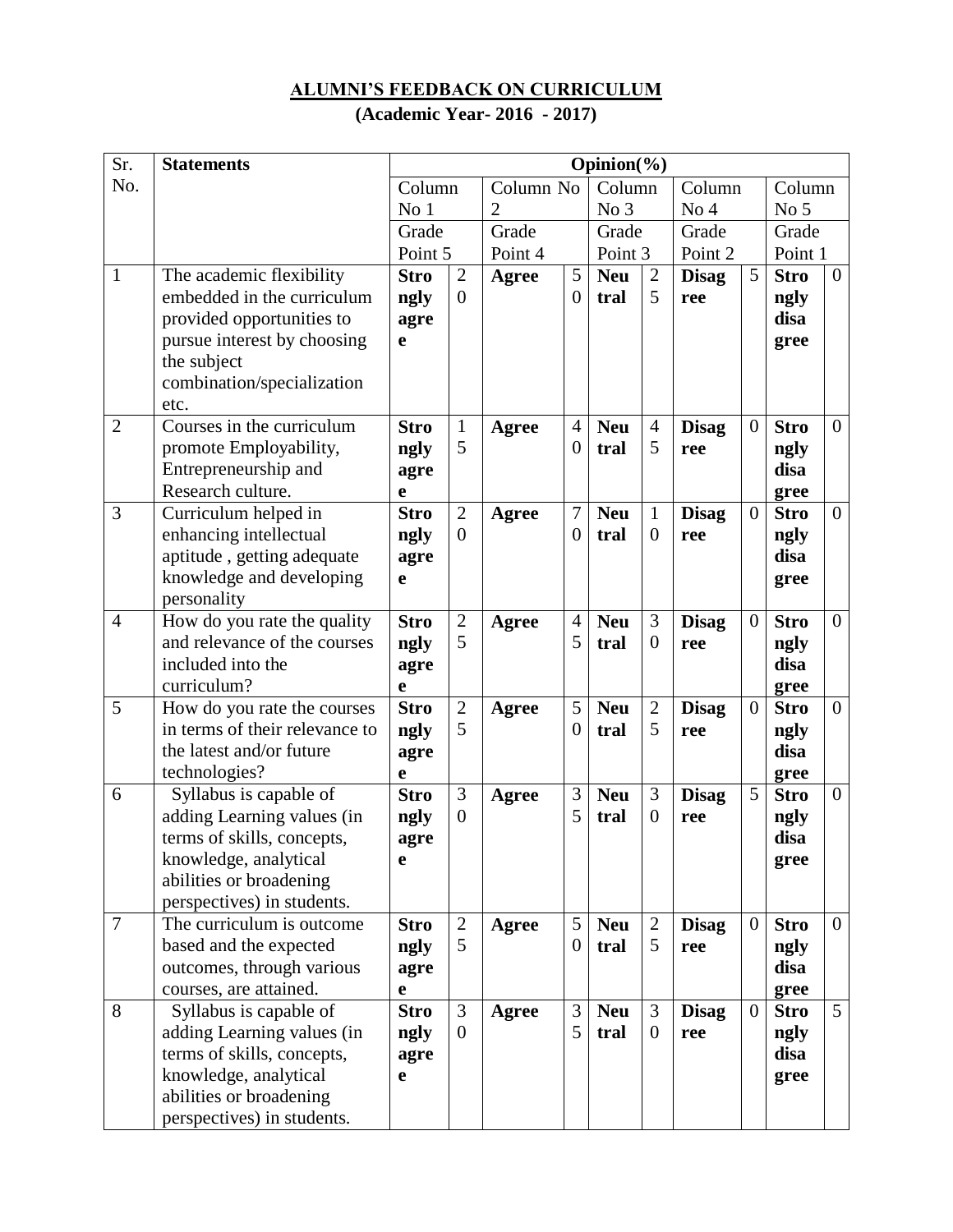## ALUMNI'S FEEDBACK ON CURRICULUM

**(Academic Year- 2016 - 2017)**

| Sr. No. | Statements | Opinion(%) | | | | | | | | | |
|---|---|---|---|---|---|---|---|---|---|---|---|
| | | Column No 1 | | Column No 2 | | Column No 3 | | Column No 4 | | Column No 5 | |
| | | Grade Point 5 | | Grade Point 4 | | Grade Point 3 | | Grade Point 2 | | Grade Point 1 | |
| 1 | The academic flexibility embedded in the curriculum provided opportunities to pursue interest by choosing the subject combination/specialization etc. | **Strongly agree** | 20 | **Agree** | 50 | **Neutral** | 25 | **Disagree** | 5 | **Strongly disagree** | 0 |
| 2 | Courses in the curriculum promote Employability, Entrepreneurship and Research culture. | **Strongly agree** | 15 | **Agree** | 40 | **Neutral** | 45 | **Disagree** | 0 | **Strongly disagree** | 0 |
| 3 | Curriculum helped in enhancing intellectual aptitude , getting adequate knowledge and developing personality | **Strongly agree** | 20 | **Agree** | 70 | **Neutral** | 10 | **Disagree** | 0 | **Strongly disagree** | 0 |
| 4 | How do you rate the quality and relevance of the courses included into the curriculum? | **Strongly agree** | 25 | **Agree** | 45 | **Neutral** | 30 | **Disagree** | 0 | **Strongly disagree** | 0 |
| 5 | How do you rate the courses in terms of their relevance to the latest and/or future technologies? | **Strongly agree** | 25 | **Agree** | 50 | **Neutral** | 25 | **Disagree** | 0 | **Strongly disagree** | 0 |
| 6 | Syllabus is capable of adding Learning values (in terms of skills, concepts, knowledge, analytical abilities or broadening perspectives) in students. | **Strongly agree** | 30 | **Agree** | 35 | **Neutral** | 30 | **Disagree** | 5 | **Strongly disagree** | 0 |
| 7 | The curriculum is outcome based and the expected outcomes, through various courses, are attained. | **Strongly agree** | 25 | **Agree** | 50 | **Neutral** | 25 | **Disagree** | 0 | **Strongly disagree** | 0 |
| 8 | Syllabus is capable of adding Learning values (in terms of skills, concepts, knowledge, analytical abilities or broadening perspectives) in students. | **Strongly agree** | 30 | **Agree** | 35 | **Neutral** | 30 | **Disagree** | 0 | **Strongly disagree** | 5 |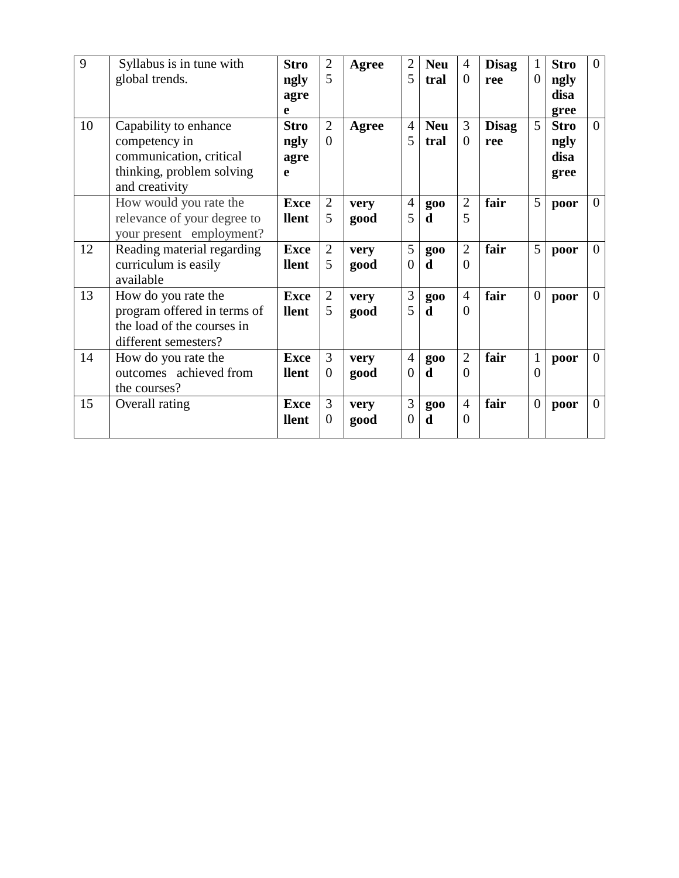| 9 | Syllabus is in tune with global trends. | **Strongly agree** | 25 | **Agree** | 25 | **Neutral** | 40 | **Disagree** | 10 | **Strongly disagree** | 0 |
|---|---|---|---|---|---|---|---|---|---|---|---|
| 10 | Capability to enhance competency in communication, critical thinking, problem solving and creativity | **Strongly agree** | 20 | **Agree** | 45 | **Neutral** | 30 | **Disagree** | 5 | **Strongly disagree** | 0 |
| | How would you rate the relevance of your degree to your present employment? | **Excellent** | 25 | **very good** | 45 | **good** | 25 | **fair** | 5 | **poor** | 0 |
| 12 | Reading material regarding curriculum is easily available | **Excellent** | 25 | **very good** | 50 | **good** | 20 | **fair** | 5 | **poor** | 0 |
| 13 | How do you rate the program offered in terms of the load of the courses in different semesters? | **Excellent** | 25 | **very good** | 35 | **good** | 40 | **fair** | 0 | **poor** | 0 |
| 14 | How do you rate the outcomes achieved from the courses? | **Excellent** | 30 | **very good** | 40 | **good** | 20 | **fair** | 10 | **poor** | 0 |
| 15 | Overall rating | **Excellent** | 30 | **very good** | 30 | **good** | 40 | **fair** | 0 | **poor** | 0 |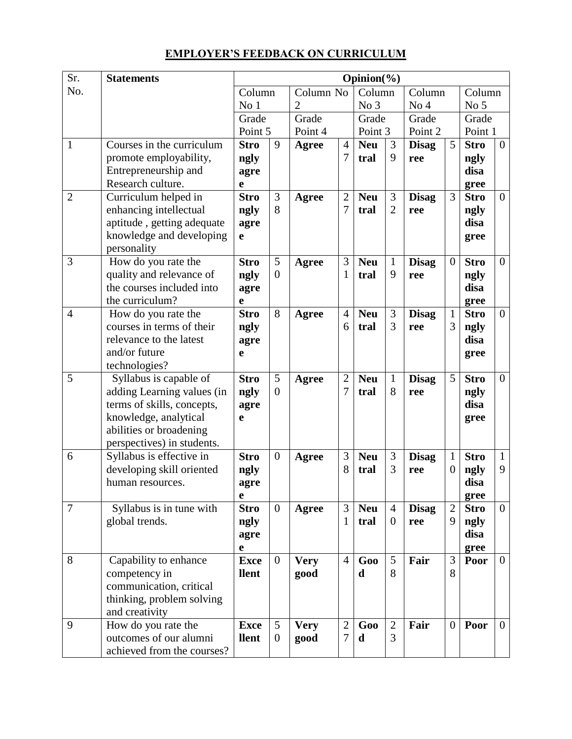# EMPLOYER'S FEEDBACK ON CURRICULUM

| Sr. No. | Statements | Opinion(%) | | | | | | | | | |
|---|---|---|---|---|---|---|---|---|---|---|---|
| | | Column No 1 | | Column No 2 | | Column No 3 | | Column No 4 | | Column No 5 | |
| | | Grade Point 5 | | Grade Point 4 | | Grade Point 3 | | Grade Point 2 | | Grade Point 1 | |
| 1 | Courses in the curriculum promote employability, Entrepreneurship and Research culture. | **Strongly agree** | 9 | **Agree** | 47 | **Neutral** | 39 | **Disagree** | 5 | **Strongly disagree** | 0 |
| 2 | Curriculum helped in enhancing intellectual aptitude , getting adequate knowledge and developing personality | **Strongly agree** | 38 | **Agree** | 27 | **Neutral** | 32 | **Disagree** | 3 | **Strongly disagree** | 0 |
| 3 | How do you rate the quality and relevance of the courses included into the curriculum? | **Strongly agree** | 50 | **Agree** | 31 | **Neutral** | 19 | **Disagree** | 0 | **Strongly disagree** | 0 |
| 4 | How do you rate the courses in terms of their relevance to the latest and/or future technologies? | **Strongly agree** | 8 | **Agree** | 46 | **Neutral** | 33 | **Disagree** | 13 | **Strongly disagree** | 0 |
| 5 | Syllabus is capable of adding Learning values (in terms of skills, concepts, knowledge, analytical abilities or broadening perspectives) in students. | **Strongly agree** | 50 | **Agree** | 27 | **Neutral** | 18 | **Disagree** | 5 | **Strongly disagree** | 0 |
| 6 | Syllabus is effective in developing skill oriented human resources. | **Strongly agree** | 0 | **Agree** | 38 | **Neutral** | 33 | **Disagree** | 10 | **Strongly disagree** | 19 |
| 7 | Syllabus is in tune with global trends. | **Strongly agree** | 0 | **Agree** | 31 | **Neutral** | 40 | **Disagree** | 29 | **Strongly disagree** | 0 |
| 8 | Capability to enhance competency in communication, critical thinking, problem solving and creativity | **Excellent** | 0 | **Very good** | 4 | **Good** | 58 | **Fair** | 38 | **Poor** | 0 |
| 9 | How do you rate the outcomes of our alumni achieved from the courses? | **Excellent** | 50 | **Very good** | 27 | **Good** | 23 | **Fair** | 0 | **Poor** | 0 |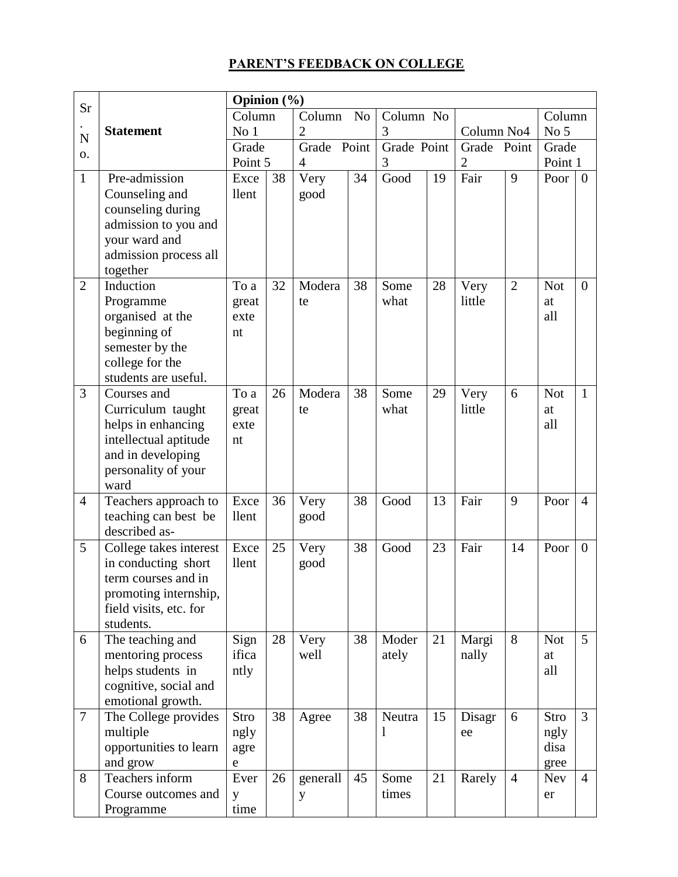## PARENT'S FEEDBACK ON COLLEGE

| Sr. No. | Statement | Opinion (%) | | | | | | | | | |
|---|---|---|---|---|---|---|---|---|---|---|---|
| | | Column No 1 | | Column No 2 | | Column No 3 | | Column No4 | | Column No 5 | |
| | | Grade Point 5 | | Grade Point 4 | | Grade Point 3 | | Grade Point 2 | | Grade Point 1 | |
| 1 | Pre-admission Counseling and counseling during admission to you and your ward and admission process all together | Excellent | 38 | Very good | 34 | Good | 19 | Fair | 9 | Poor | 0 |
| 2 | Induction Programme organised at the beginning of semester by the college for the students are useful. | To a great extent | 32 | Moderate | 38 | Some what | 28 | Very little | 2 | Not at all | 0 |
| 3 | Courses and Curriculum taught helps in enhancing intellectual aptitude and in developing personality of your ward | To a great extent | 26 | Moderate | 38 | Some what | 29 | Very little | 6 | Not at all | 1 |
| 4 | Teachers approach to teaching can best be described as- | Excellent | 36 | Very good | 38 | Good | 13 | Fair | 9 | Poor | 4 |
| 5 | College takes interest in conducting short term courses and in promoting internship, field visits, etc. for students. | Excellent | 25 | Very good | 38 | Good | 23 | Fair | 14 | Poor | 0 |
| 6 | The teaching and mentoring process helps students in cognitive, social and emotional growth. | Significantly | 28 | Very well | 38 | Moderately | 21 | Marginally | 8 | Not at all | 5 |
| 7 | The College provides multiple opportunities to learn and grow | Strongly agree | 38 | Agree | 38 | Neutral | 15 | Disagree | 6 | Strongly disagree | 3 |
| 8 | Teachers inform Course outcomes and Programme | Every time | 26 | generally | 45 | Some times | 21 | Rarely | 4 | Never | 4 |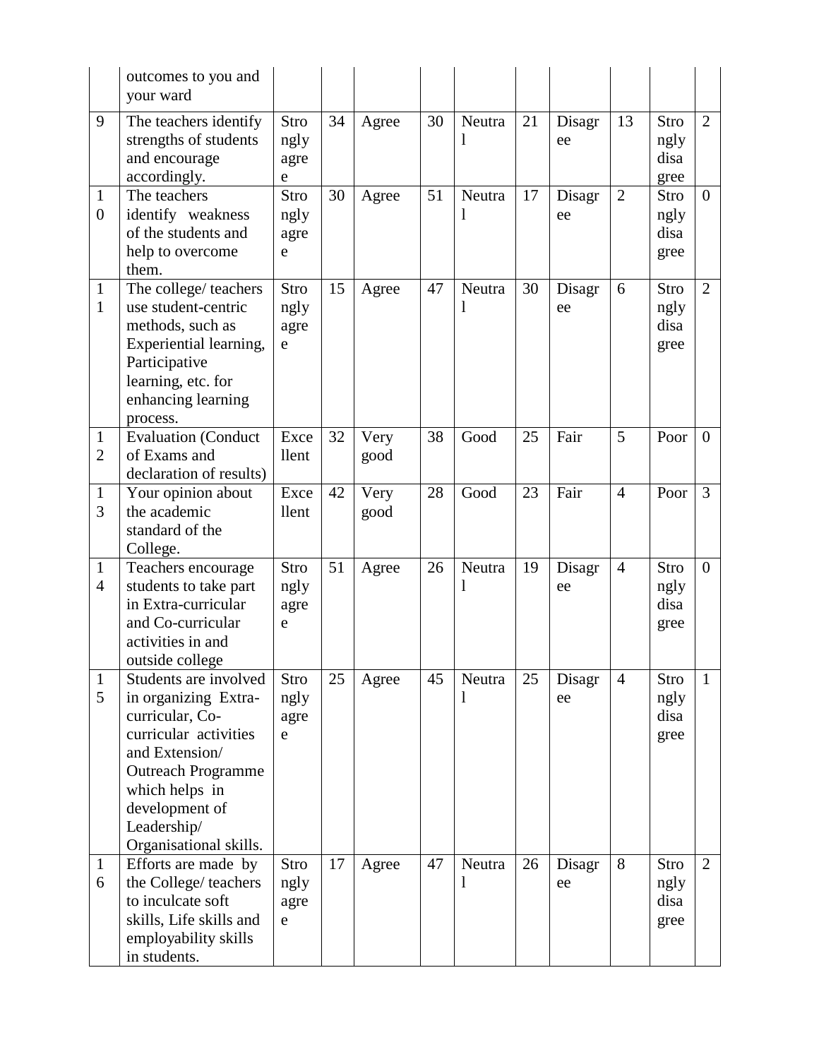|  | outcomes to you and your ward |  |  |  |  |  |  |  |  |  |  |
|---|---|---|---|---|---|---|---|---|---|---|---|
| 9 | The teachers identify strengths of students and encourage accordingly. | Strongly agree | 34 | Agree | 30 | Neutral | 21 | Disagree | 13 | Strongly disagree | 2 |
| 10 | The teachers identify weakness of the students and help to overcome them. | Strongly agree | 30 | Agree | 51 | Neutral | 17 | Disagree | 2 | Strongly disagree | 0 |
| 11 | The college/ teachers use student-centric methods, such as Experiential learning, Participative learning, etc. for enhancing learning process. | Strongly agree | 15 | Agree | 47 | Neutral | 30 | Disagree | 6 | Strongly disagree | 2 |
| 12 | Evaluation (Conduct of Exams and declaration of results) | Excellent | 32 | Very good | 38 | Good | 25 | Fair | 5 | Poor | 0 |
| 13 | Your opinion about the academic standard of the College. | Excellent | 42 | Very good | 28 | Good | 23 | Fair | 4 | Poor | 3 |
| 14 | Teachers encourage students to take part in Extra-curricular and Co-curricular activities in and outside college | Strongly agree | 51 | Agree | 26 | Neutral | 19 | Disagree | 4 | Strongly disagree | 0 |
| 15 | Students are involved in organizing Extra-curricular, Co-curricular activities and Extension/ Outreach Programme which helps in development of Leadership/ Organisational skills. | Strongly agree | 25 | Agree | 45 | Neutral | 25 | Disagree | 4 | Strongly disagree | 1 |
| 16 | Efforts are made by the College/ teachers to inculcate soft skills, Life skills and employability skills in students. | Strongly agree | 17 | Agree | 47 | Neutral | 26 | Disagree | 8 | Strongly disagree | 2 |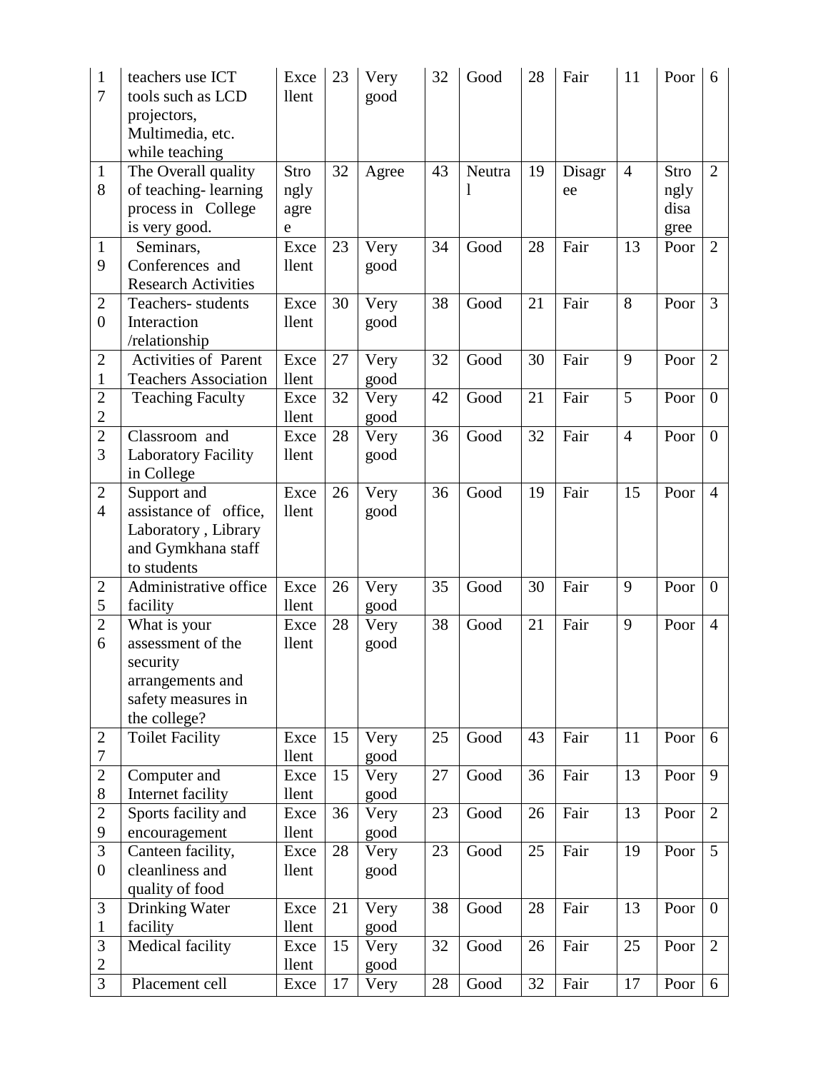| 17 | teachers use ICT tools such as LCD projectors, Multimedia, etc. while teaching | Excellent | 23 | Very good | 32 | Good | 28 | Fair | 11 | Poor | 6 |
|---|---|---|---|---|---|---|---|---|---|---|---|
| 18 | The Overall quality of teaching- learning process in College is very good. | Strongly agree | 32 | Agree | 43 | Neutral | 19 | Disagree | 4 | Strongly disagree | 2 |
| 19 | Seminars, Conferences and Research Activities | Excellent | 23 | Very good | 34 | Good | 28 | Fair | 13 | Poor | 2 |
| 20 | Teachers- students Interaction /relationship | Excellent | 30 | Very good | 38 | Good | 21 | Fair | 8 | Poor | 3 |
| 21 | Activities of Parent Teachers Association | Excellent | 27 | Very good | 32 | Good | 30 | Fair | 9 | Poor | 2 |
| 22 | Teaching Faculty | Excellent | 32 | Very good | 42 | Good | 21 | Fair | 5 | Poor | 0 |
| 23 | Classroom and Laboratory Facility in College | Excellent | 28 | Very good | 36 | Good | 32 | Fair | 4 | Poor | 0 |
| 24 | Support and assistance of office, Laboratory , Library and Gymkhana staff to students | Excellent | 26 | Very good | 36 | Good | 19 | Fair | 15 | Poor | 4 |
| 25 | Administrative office facility | Excellent | 26 | Very good | 35 | Good | 30 | Fair | 9 | Poor | 0 |
| 26 | What is your assessment of the security arrangements and safety measures in the college? | Excellent | 28 | Very good | 38 | Good | 21 | Fair | 9 | Poor | 4 |
| 27 | Toilet Facility | Excellent | 15 | Very good | 25 | Good | 43 | Fair | 11 | Poor | 6 |
| 28 | Computer and Internet facility | Excellent | 15 | Very good | 27 | Good | 36 | Fair | 13 | Poor | 9 |
| 29 | Sports facility and encouragement | Excellent | 36 | Very good | 23 | Good | 26 | Fair | 13 | Poor | 2 |
| 30 | Canteen facility, cleanliness and quality of food | Excellent | 28 | Very good | 23 | Good | 25 | Fair | 19 | Poor | 5 |
| 31 | Drinking Water facility | Excellent | 21 | Very good | 38 | Good | 28 | Fair | 13 | Poor | 0 |
| 32 | Medical facility | Excellent | 15 | Very good | 32 | Good | 26 | Fair | 25 | Poor | 2 |
| 3 | Placement cell | Exce | 17 | Very | 28 | Good | 32 | Fair | 17 | Poor | 6 |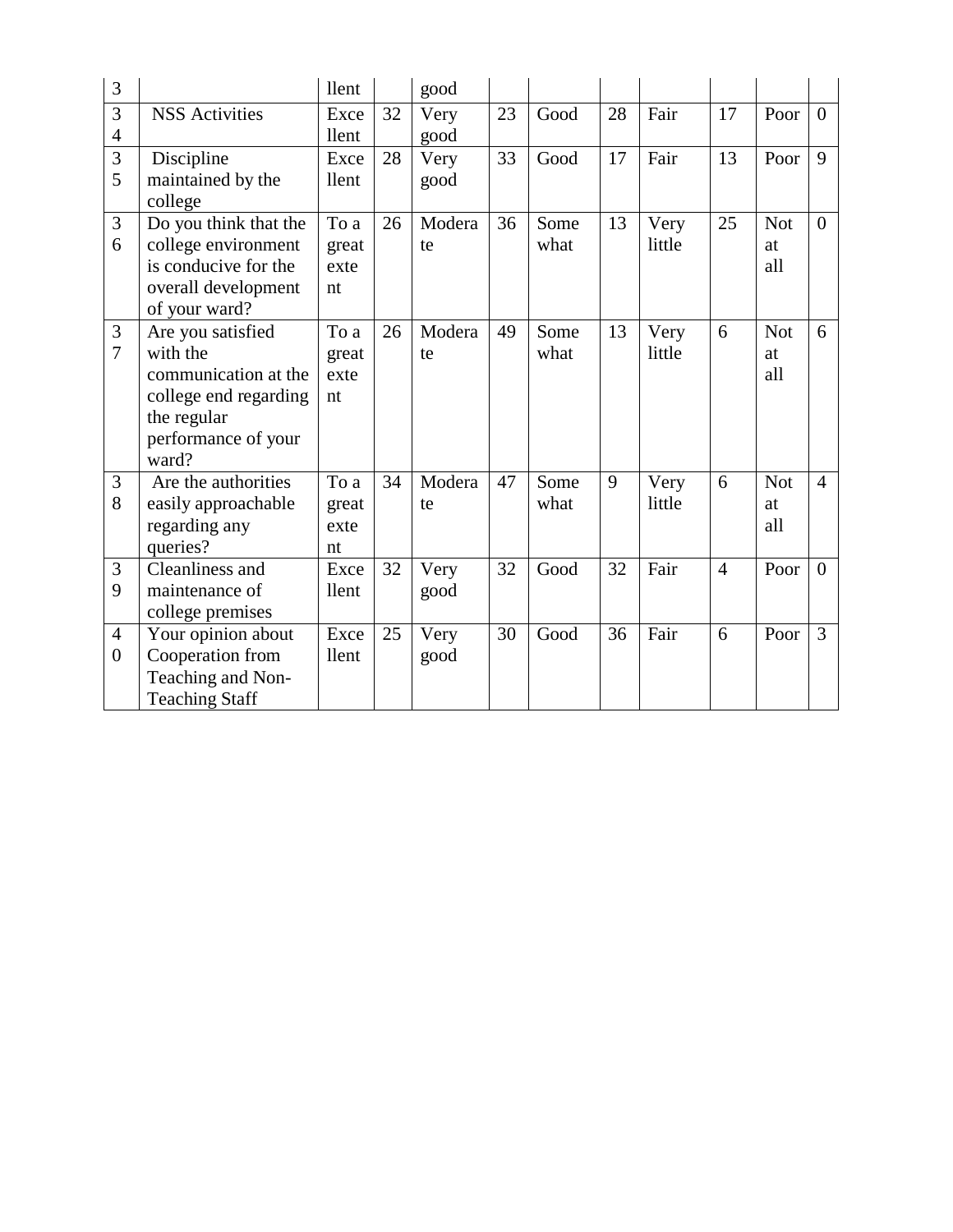| 33 | | Excellent | | Very good | | | | | | | |
|---|---|---|---|---|---|---|---|---|---|---|---|
| 34 | NSS Activities | Excellent | 32 | Very good | 23 | Good | 28 | Fair | 17 | Poor | 0 |
| 35 | Discipline maintained by the college | Excellent | 28 | Very good | 33 | Good | 17 | Fair | 13 | Poor | 9 |
| 36 | Do you think that the college environment is conducive for the overall development of your ward? | To a great extent | 26 | Moderate | 36 | Somewhat | 13 | Very little | 25 | Not at all | 0 |
| 37 | Are you satisfied with the communication at the college end regarding the regular performance of your ward? | To a great extent | 26 | Moderate | 49 | Somewhat | 13 | Very little | 6 | Not at all | 6 |
| 38 | Are the authorities easily approachable regarding any queries? | To a great extent | 34 | Moderate | 47 | Somewhat | 9 | Very little | 6 | Not at all | 4 |
| 39 | Cleanliness and maintenance of college premises | Excellent | 32 | Very good | 32 | Good | 32 | Fair | 4 | Poor | 0 |
| 40 | Your opinion about Cooperation from Teaching and Non-Teaching Staff | Excellent | 25 | Very good | 30 | Good | 36 | Fair | 6 | Poor | 3 |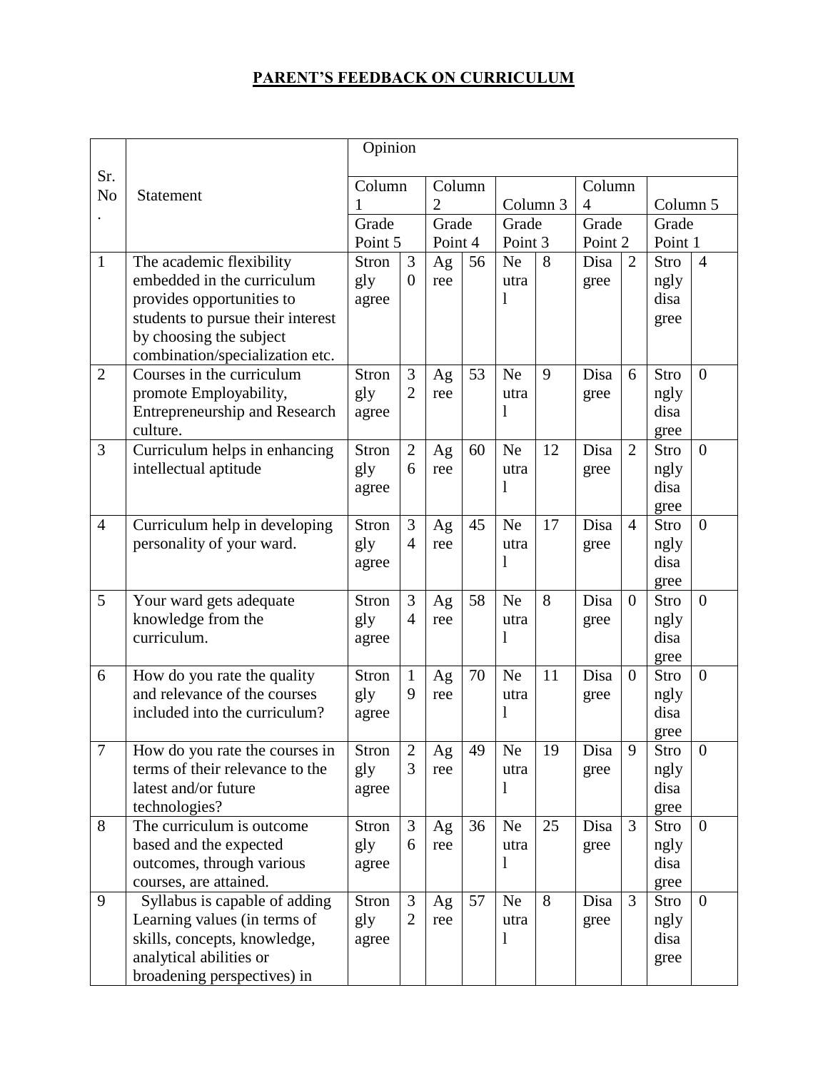# PARENT'S FEEDBACK ON CURRICULUM

| Sr. No. | Statement | Opinion | | | | | | | | | |
|---|---|---|---|---|---|---|---|---|---|---|---|
| | | Column 1 | | Column 2 | | Column 3 | | Column 4 | | Column 5 | |
| | | Grade Point 5 | | Grade Point 4 | | Grade Point 3 | | Grade Point 2 | | Grade Point 1 | |
| 1 | The academic flexibility embedded in the curriculum provides opportunities to students to pursue their interest by choosing the subject combination/specialization etc. | Strongly agree | 30 | Agree | 56 | Neutral | 8 | Disagree | 2 | Strongly disagree | 4 |
| 2 | Courses in the curriculum promote Employability, Entrepreneurship and Research culture. | Strongly agree | 32 | Agree | 53 | Neutral | 9 | Disagree | 6 | Strongly disagree | 0 |
| 3 | Curriculum helps in enhancing intellectual aptitude | Strongly agree | 26 | Agree | 60 | Neutral | 12 | Disagree | 2 | Strongly disagree | 0 |
| 4 | Curriculum help in developing personality of your ward. | Strongly agree | 34 | Agree | 45 | Neutral | 17 | Disagree | 4 | Strongly disagree | 0 |
| 5 | Your ward gets adequate knowledge from the curriculum. | Strongly agree | 34 | Agree | 58 | Neutral | 8 | Disagree | 0 | Strongly disagree | 0 |
| 6 | How do you rate the quality and relevance of the courses included into the curriculum? | Strongly agree | 19 | Agree | 70 | Neutral | 11 | Disagree | 0 | Strongly disagree | 0 |
| 7 | How do you rate the courses in terms of their relevance to the latest and/or future technologies? | Strongly agree | 23 | Agree | 49 | Neutral | 19 | Disagree | 9 | Strongly disagree | 0 |
| 8 | The curriculum is outcome based and the expected outcomes, through various courses, are attained. | Strongly agree | 36 | Agree | 36 | Neutral | 25 | Disagree | 3 | Strongly disagree | 0 |
| 9 | Syllabus is capable of adding Learning values (in terms of skills, concepts, knowledge, analytical abilities or broadening perspectives) in | Strongly agree | 32 | Agree | 57 | Neutral | 8 | Disagree | 3 | Strongly disagree | 0 |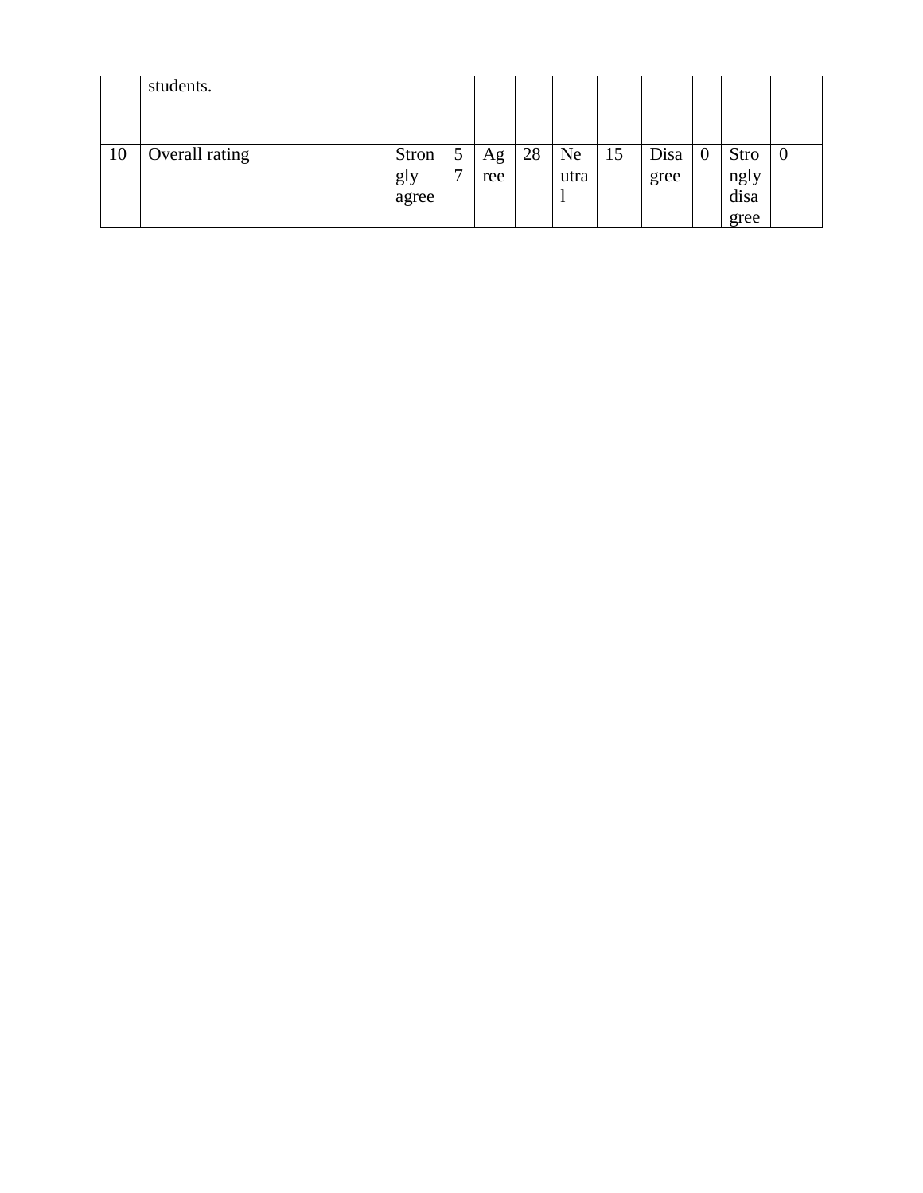|  |  |  |  |  |  |  |  |  |  |  |  |
|---|---|---|---|---|---|---|---|---|---|---|---|
|  | students. |  |  |  |  |  |  |  |  |  |  |
| 10 | Overall rating | Strongly agree | 57 | Agree | 28 | Neutral | 15 | Disagree | 0 | Strongly disagree | 0 |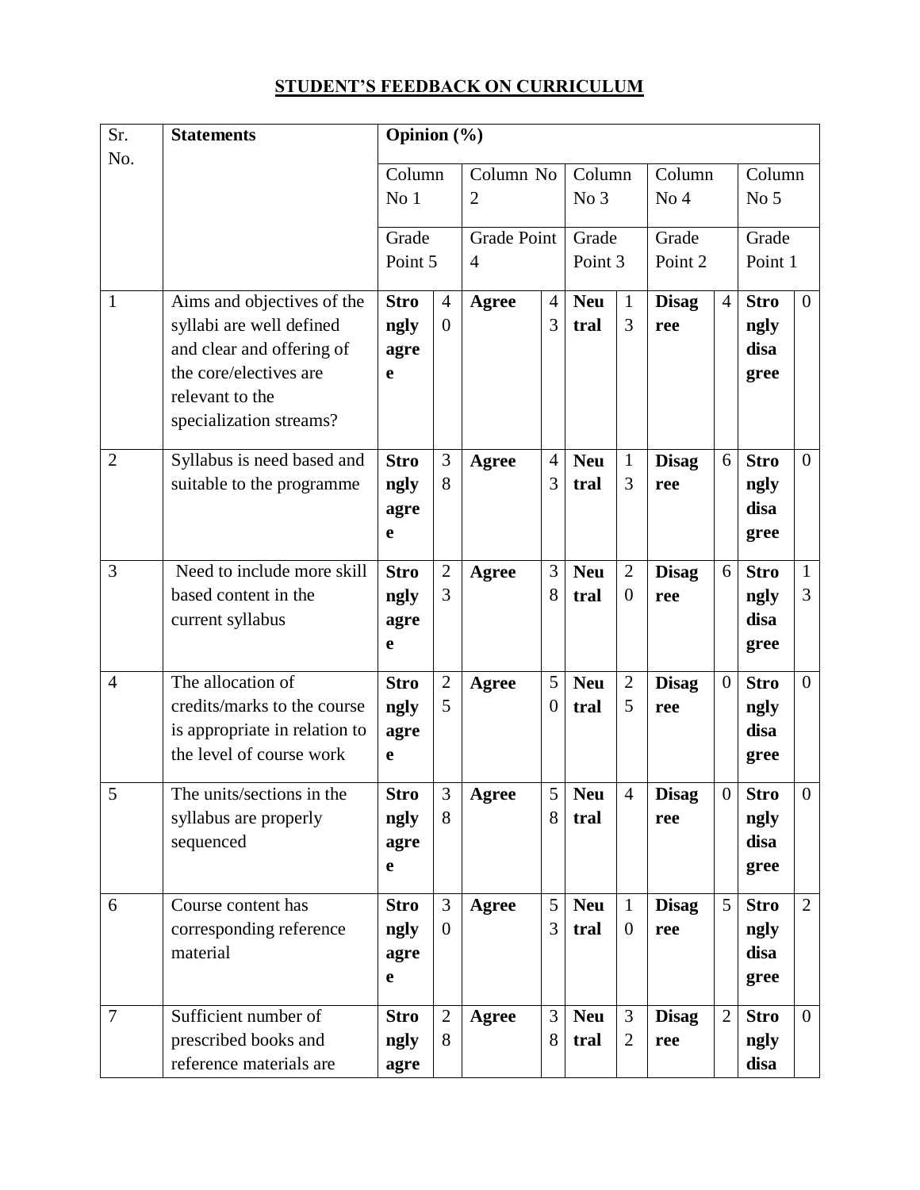## STUDENT'S FEEDBACK ON CURRICULUM

| Sr. No. | Statements | Opinion (%) | | | | | | | | | |
|---|---|---|---|---|---|---|---|---|---|---|---|
| | | Column No 1 | | Column No 2 | | Column No 3 | | Column No 4 | | Column No 5 | |
| | | Grade Point 5 | | Grade Point 4 | | Grade Point 3 | | Grade Point 2 | | Grade Point 1 | |
| 1 | Aims and objectives of the syllabi are well defined and clear and offering of the core/electives are relevant to the specialization streams? | **Strongly agree** | 40 | **Agree** | 43 | **Neutral** | 13 | **Disagree** | 4 | **Strongly disagree** | 0 |
| 2 | Syllabus is need based and suitable to the programme | **Strongly agree** | 38 | **Agree** | 43 | **Neutral** | 13 | **Disagree** | 6 | **Strongly disagree** | 0 |
| 3 | Need to include more skill based content in the current syllabus | **Strongly agree** | 23 | **Agree** | 38 | **Neutral** | 20 | **Disagree** | 6 | **Strongly disagree** | 13 |
| 4 | The allocation of credits/marks to the course is appropriate in relation to the level of course work | **Strongly agree** | 25 | **Agree** | 50 | **Neutral** | 25 | **Disagree** | 0 | **Strongly disagree** | 0 |
| 5 | The units/sections in the syllabus are properly sequenced | **Strongly agree** | 38 | **Agree** | 58 | **Neutral** | 4 | **Disagree** | 0 | **Strongly disagree** | 0 |
| 6 | Course content has corresponding reference material | **Strongly agree** | 30 | **Agree** | 53 | **Neutral** | 10 | **Disagree** | 5 | **Strongly disagree** | 2 |
| 7 | Sufficient number of prescribed books and reference materials are | **Strongly agre** | 28 | **Agree** | 38 | **Neutral** | 32 | **Disagree** | 2 | **Strongly disa** | 0 |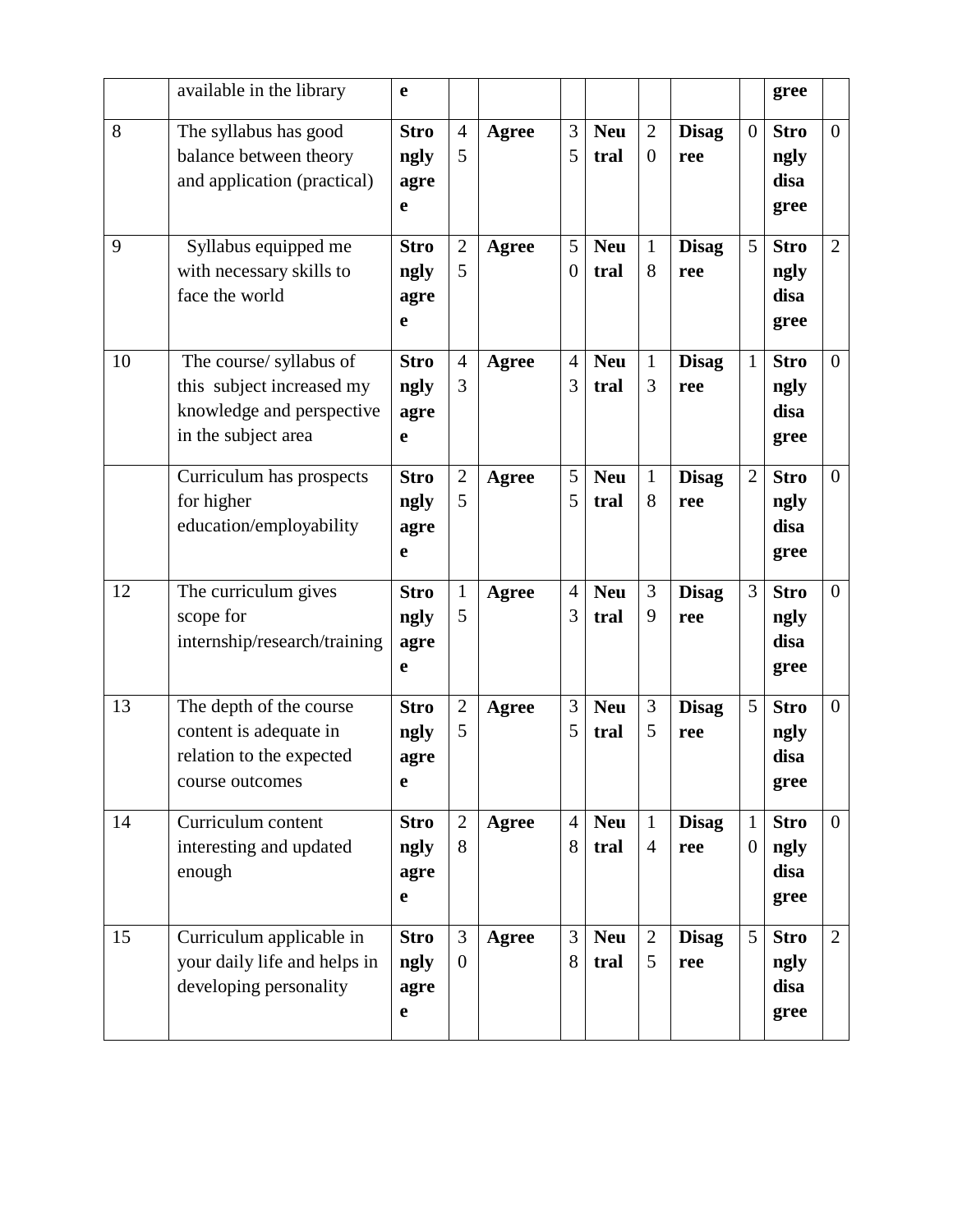| | available in the library | **e** | | | | | | | | **gree** | |
|---|---|---|---|---|---|---|---|---|---|---|---|
| 8 | The syllabus has good balance between theory and application (practical) | **Strongly agree** | 45 | **Agree** | 35 | **Neutral** | 20 | **Disagree** | 0 | **Strongly disagree** | 0 |
| 9 | Syllabus equipped me with necessary skills to face the world | **Strongly agree** | 25 | **Agree** | 50 | **Neutral** | 18 | **Disagree** | 5 | **Strongly disagree** | 2 |
| 10 | The course/ syllabus of this subject increased my knowledge and perspective in the subject area | **Strongly agree** | 43 | **Agree** | 43 | **Neutral** | 13 | **Disagree** | 1 | **Strongly disagree** | 0 |
| | Curriculum has prospects for higher education/employability | **Strongly agree** | 25 | **Agree** | 55 | **Neutral** | 18 | **Disagree** | 2 | **Strongly disagree** | 0 |
| 12 | The curriculum gives scope for internship/research/training | **Strongly agree** | 15 | **Agree** | 43 | **Neutral** | 39 | **Disagree** | 3 | **Strongly disagree** | 0 |
| 13 | The depth of the course content is adequate in relation to the expected course outcomes | **Strongly agree** | 25 | **Agree** | 35 | **Neutral** | 35 | **Disagree** | 5 | **Strongly disagree** | 0 |
| 14 | Curriculum content interesting and updated enough | **Strongly agree** | 28 | **Agree** | 48 | **Neutral** | 14 | **Disagree** | 10 | **Strongly disagree** | 0 |
| 15 | Curriculum applicable in your daily life and helps in developing personality | **Strongly agree** | 30 | **Agree** | 38 | **Neutral** | 25 | **Disagree** | 5 | **Strongly disagree** | 2 |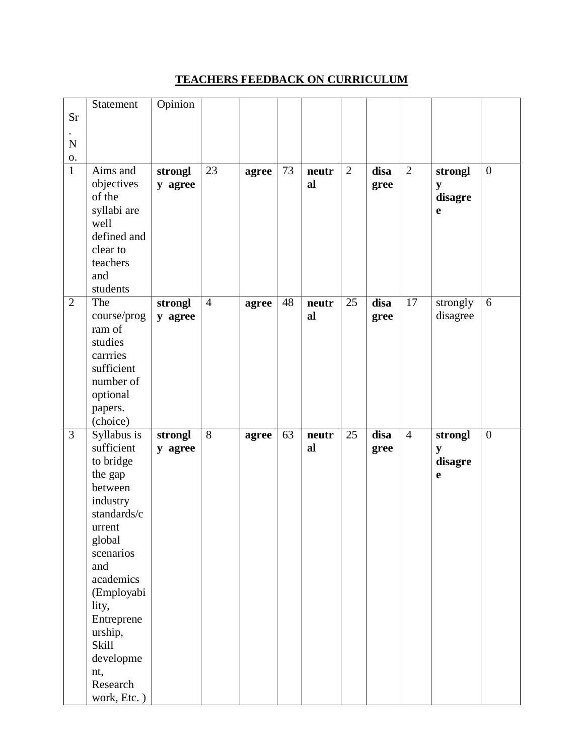## TEACHERS FEEDBACK ON CURRICULUM

| Sr. No. | Statement | Opinion | | | | | | | | | |
|---|---|---|---|---|---|---|---|---|---|---|---|
| 1 | Aims and objectives of the syllabi are well defined and clear to teachers and students | **strongly agree** | 23 | **agree** | 73 | **neutral** | 2 | **disagree** | 2 | **strongly disagree** | 0 |
| 2 | The course/program of studies carrries sufficient number of optional papers. (choice) | **strongly agree** | 4 | **agree** | 48 | **neutral** | 25 | **disagree** | 17 | strongly disagree | 6 |
| 3 | Syllabus is sufficient to bridge the gap between industry standards/current global scenarios and academics (Employability, Entrepreneurship, Skill development, Research work, Etc. ) | **strongly agree** | 8 | **agree** | 63 | **neutral** | 25 | **disagree** | 4 | **strongly disagree** | 0 |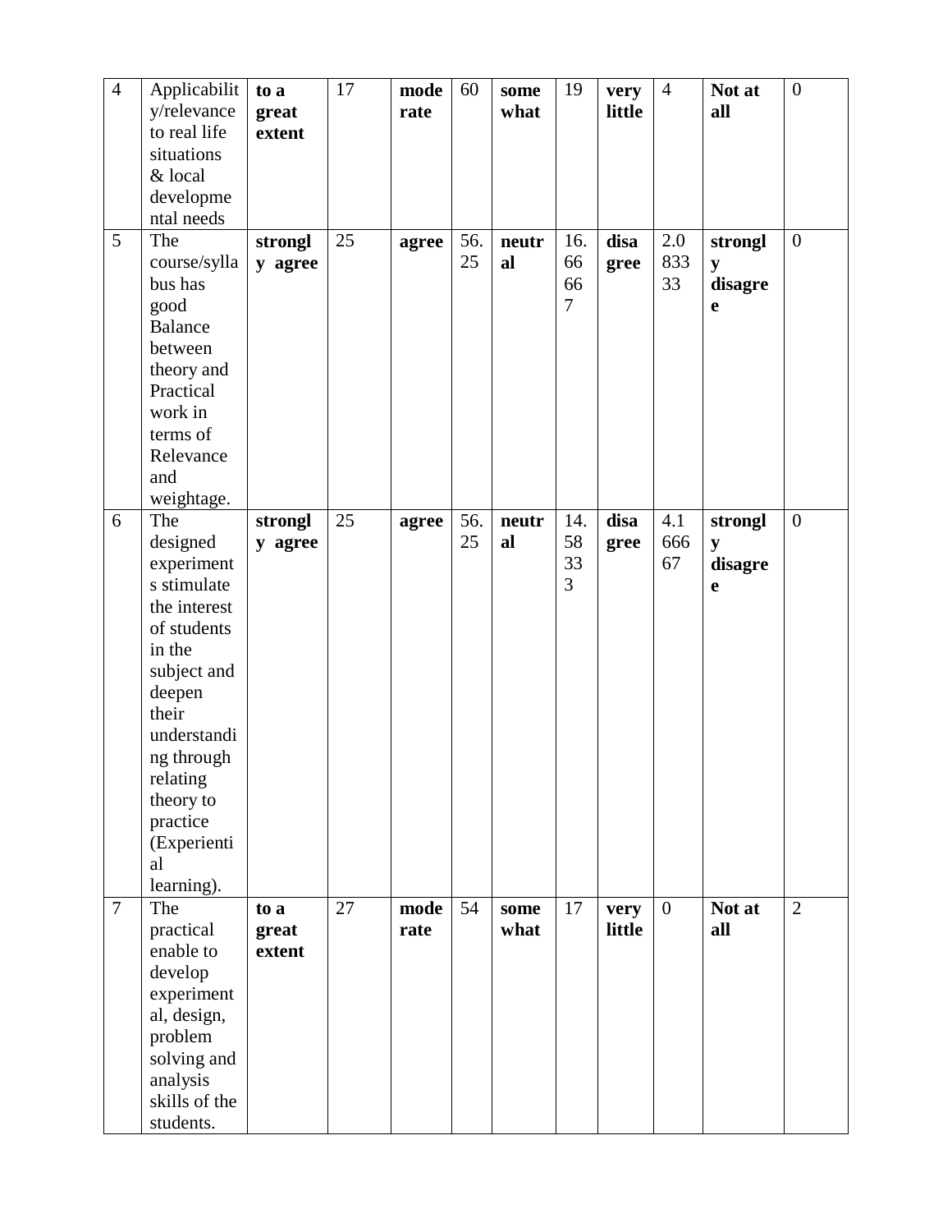| 4 | Applicability/relevance to real life situations & local developmental needs | **to a great extent** | 17 | **moderate** | 60 | **somewhat** | 19 | **very little** | 4 | **Not at all** | 0 |
|---|---|---|---|---|---|---|---|---|---|---|---|
| 5 | The course/syllabus has good Balance between theory and Practical work in terms of Relevance and weightage. | **strongly agree** | 25 | **agree** | 56.25 | **neutral** | 16.666667 | **disagree** | 2.083333 | **strongly disagree** | 0 |
| 6 | The designed experiments stimulate the interest of students in the subject and deepen their understanding through relating theory to practice (Experiential learning). | **strongly agree** | 25 | **agree** | 56.25 | **neutral** | 14.583333 | **disagree** | 4.166667 | **strongly disagree** | 0 |
| 7 | The practical enable to develop experimental, design, problem solving and analysis skills of the students. | **to a great extent** | 27 | **moderate** | 54 | **somewhat** | 17 | **very little** | 0 | **Not at all** | 2 |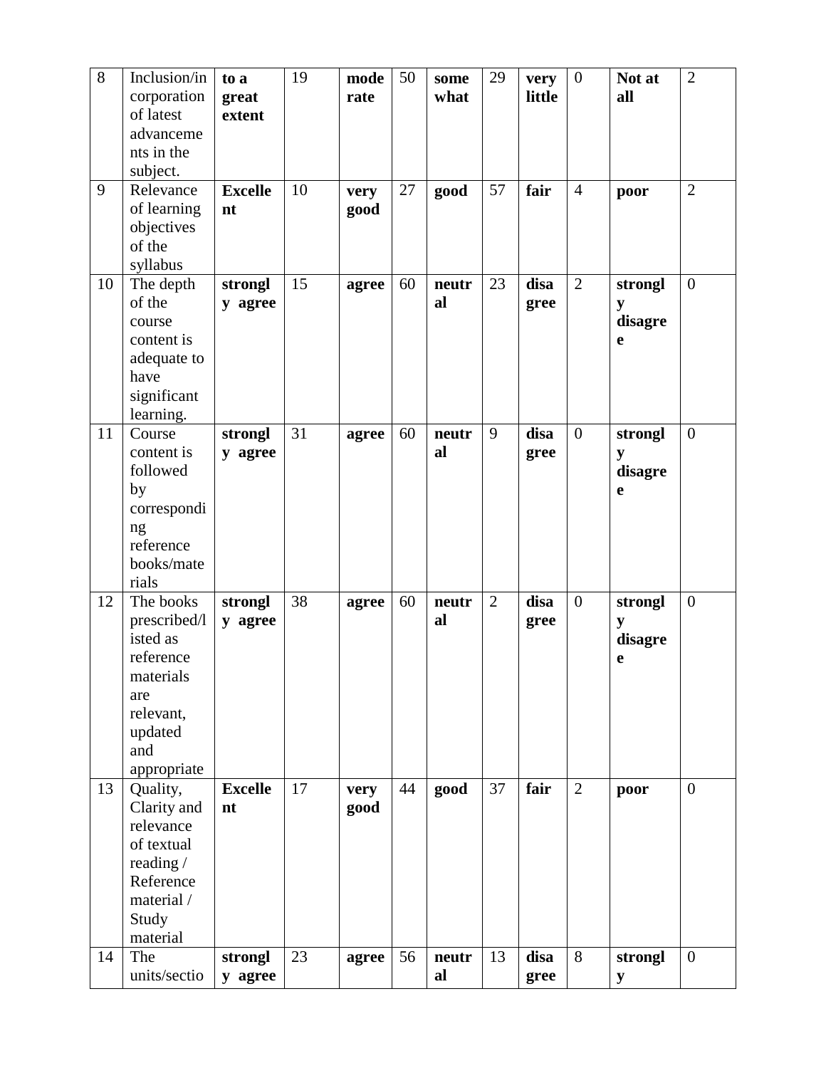| 8 | Inclusion/incorporation of latest advancements in the subject. | **to a great extent** | 19 | **moderate** | 50 | **somewhat** | 29 | **very little** | 0 | **Not at all** | 2 |
|---|---|---|---|---|---|---|---|---|---|---|---|
| 9 | Relevance of learning objectives of the syllabus | **Excellent** | 10 | **very good** | 27 | **good** | 57 | **fair** | 4 | **poor** | 2 |
| 10 | The depth of the course content is adequate to have significant learning. | **strongly agree** | 15 | **agree** | 60 | **neutral** | 23 | **disagree** | 2 | **strongly disagree** | 0 |
| 11 | Course content is followed by corresponding reference books/materials | **strongly agree** | 31 | **agree** | 60 | **neutral** | 9 | **disagree** | 0 | **strongly disagree** | 0 |
| 12 | The books prescribed/listed as reference materials are relevant, updated and appropriate | **strongly agree** | 38 | **agree** | 60 | **neutral** | 2 | **disagree** | 0 | **strongly disagree** | 0 |
| 13 | Quality, Clarity and relevance of textual reading / Reference material / Study material | **Excellent** | 17 | **very good** | 44 | **good** | 37 | **fair** | 2 | **poor** | 0 |
| 14 | The units/sectio | **strongly agree** | 23 | **agree** | 56 | **neutral** | 13 | **disagree** | 8 | **strongly** | 0 |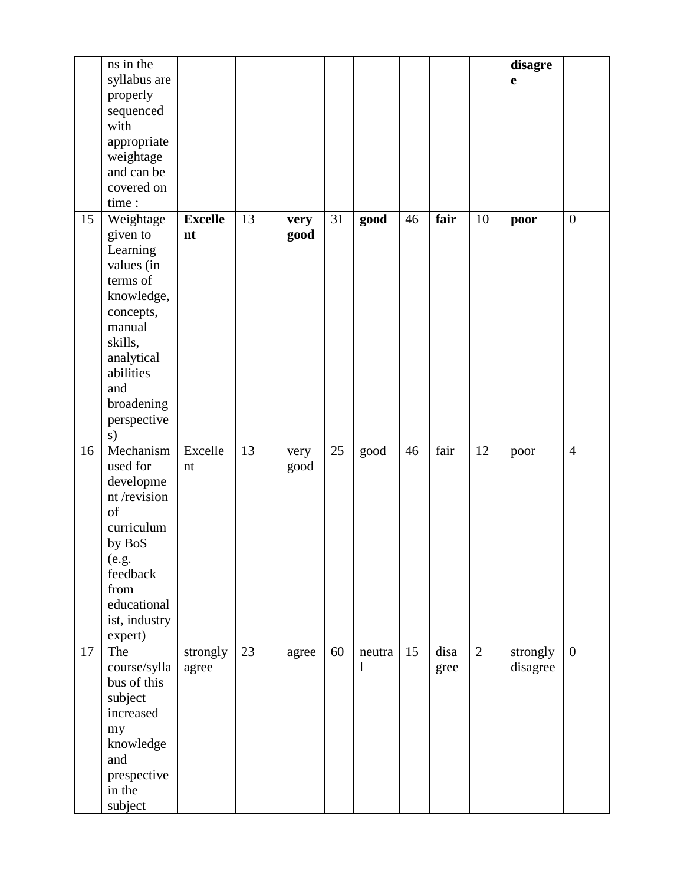|  | ns in the syllabus are properly sequenced with appropriate weightage and can be covered on time : |  |  |  |  |  |  |  |  | **disagree** |  |
|---|---|---|---|---|---|---|---|---|---|---|---|
| 15 | Weightage given to Learning values (in terms of knowledge, concepts, manual skills, analytical abilities and broadening perspectives) | **Excellent** | 13 | **very good** | 31 | **good** | 46 | **fair** | 10 | **poor** | 0 |
| 16 | Mechanism used for development /revision of curriculum by BoS (e.g. feedback from educationalist, industry expert) | Excellent | 13 | very good | 25 | good | 46 | fair | 12 | poor | 4 |
| 17 | The course/syllabus of this subject increased my knowledge and prespective in the subject | strongly agree | 23 | agree | 60 | neutral | 15 | disagree | 2 | strongly disagree | 0 |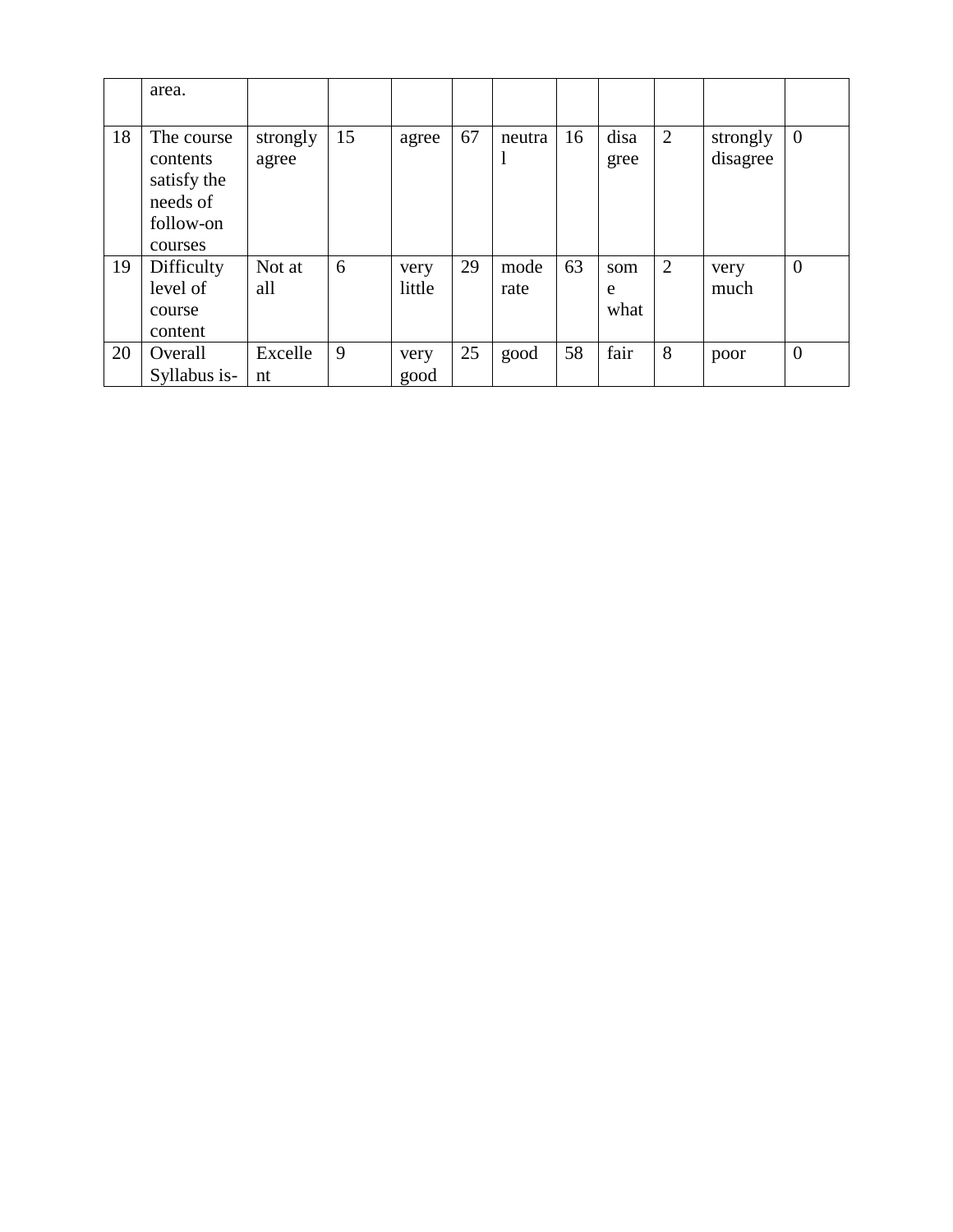| | area. | | | | | | | | | | |
|---|---|---|---|---|---|---|---|---|---|---|---|
| 18 | The course contents satisfy the needs of follow-on courses | strongly agree | 15 | agree | 67 | neutral | 16 | disagree | 2 | strongly disagree | 0 |
| 19 | Difficulty level of course content | Not at all | 6 | very little | 29 | moderate | 63 | some what | 2 | very much | 0 |
| 20 | Overall Syllabus is- | Excellent | 9 | very good | 25 | good | 58 | fair | 8 | poor | 0 |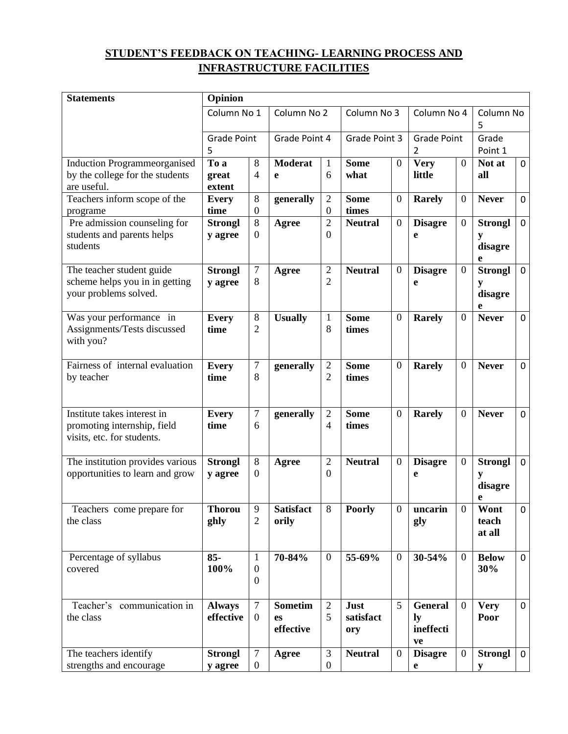## STUDENT'S FEEDBACK ON TEACHING- LEARNING PROCESS AND INFRASTRUCTURE FACILITIES

| Statements | Opinion | | | | | | | | | |
|---|---|---|---|---|---|---|---|---|---|---|
| | Column No 1 | | Column No 2 | | Column No 3 | | Column No 4 | | Column No 5 | |
| | Grade Point 5 | | Grade Point 4 | | Grade Point 3 | | Grade Point 2 | | Grade Point 1 | |
| Induction Programmeorganised by the college for the students are useful. | **To a great extent** | 84 | **Moderate** | 16 | **Some what** | 0 | **Very little** | 0 | **Not at all** | 0 |
| Teachers inform scope of the programe | **Every time** | 80 | **generally** | 20 | **Some times** | 0 | **Rarely** | 0 | **Never** | 0 |
| Pre admission counseling for students and parents helps students | **Strongly agree** | 80 | **Agree** | 20 | **Neutral** | 0 | **Disagree** | 0 | **Strongly disagree** | 0 |
| The teacher student guide scheme helps you in in getting your problems solved. | **Strongly agree** | 78 | **Agree** | 22 | **Neutral** | 0 | **Disagree** | 0 | **Strongly disagree** | 0 |
| Was your performance in Assignments/Tests discussed with you? | **Every time** | 82 | **Usually** | 18 | **Some times** | 0 | **Rarely** | 0 | **Never** | 0 |
| Fairness of internal evaluation by teacher | **Every time** | 78 | **generally** | 22 | **Some times** | 0 | **Rarely** | 0 | **Never** | 0 |
| Institute takes interest in promoting internship, field visits, etc. for students. | **Every time** | 76 | **generally** | 24 | **Some times** | 0 | **Rarely** | 0 | **Never** | 0 |
| The institution provides various opportunities to learn and grow | **Strongly agree** | 80 | **Agree** | 20 | **Neutral** | 0 | **Disagree** | 0 | **Strongly disagree** | 0 |
| Teachers come prepare for the class | **Thoroughly** | 92 | **Satisfactorily** | 8 | **Poorly** | 0 | **uncaringly** | 0 | **Wont teach at all** | 0 |
| Percentage of syllabus covered | **85-100%** | 100 | **70-84%** | 0 | **55-69%** | 0 | **30-54%** | 0 | **Below 30%** | 0 |
| Teacher's communication in the class | **Always effective** | 70 | **Sometimes effective** | 25 | **Just satisfactory** | 5 | **Generally ineffective** | 0 | **Very Poor** | 0 |
| The teachers identify strengths and encourage | **Strongly agree** | 70 | **Agree** | 30 | **Neutral** | 0 | **Disagree** | 0 | **Strongly** | 0 |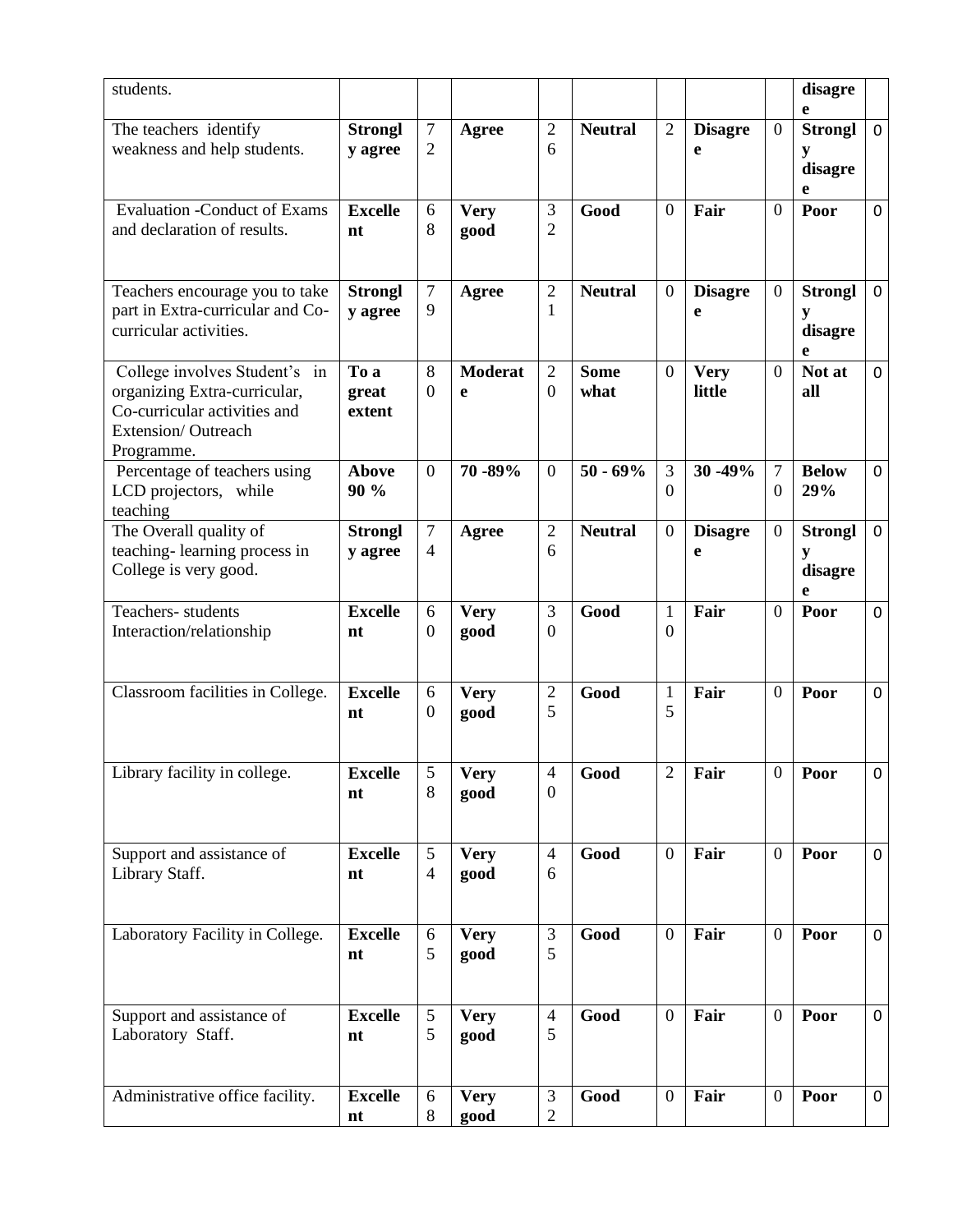| students. | | | | | | | | | disagree | |
|---|---|---|---|---|---|---|---|---|---|---|
| The teachers identify weakness and help students. | **Strongly agree** | 72 | **Agree** | 26 | **Neutral** | 2 | **Disagree** | 0 | **Strongly disagree** | 0 |
| Evaluation -Conduct of Exams and declaration of results. | **Excellent** | 68 | **Very good** | 32 | **Good** | 0 | **Fair** | 0 | **Poor** | 0 |
| Teachers encourage you to take part in Extra-curricular and Co-curricular activities. | **Strongly agree** | 79 | **Agree** | 21 | **Neutral** | 0 | **Disagree** | 0 | **Strongly disagree** | 0 |
| College involves Student's in organizing Extra-curricular, Co-curricular activities and Extension/ Outreach Programme. | **To a great extent** | 80 | **Moderate** | 20 | **Some what** | 0 | **Very little** | 0 | **Not at all** | 0 |
| Percentage of teachers using LCD projectors, while teaching | **Above 90 %** | 0 | **70 -89%** | 0 | **50 - 69%** | 30 | **30 -49%** | 70 | **Below 29%** | 0 |
| The Overall quality of teaching- learning process in College is very good. | **Strongly agree** | 74 | **Agree** | 26 | **Neutral** | 0 | **Disagree** | 0 | **Strongly disagree** | 0 |
| Teachers- students Interaction/relationship | **Excellent** | 60 | **Very good** | 30 | **Good** | 10 | **Fair** | 0 | **Poor** | 0 |
| Classroom facilities in College. | **Excellent** | 60 | **Very good** | 25 | **Good** | 15 | **Fair** | 0 | **Poor** | 0 |
| Library facility in college. | **Excellent** | 58 | **Very good** | 40 | **Good** | 2 | **Fair** | 0 | **Poor** | 0 |
| Support and assistance of Library Staff. | **Excellent** | 54 | **Very good** | 46 | **Good** | 0 | **Fair** | 0 | **Poor** | 0 |
| Laboratory Facility in College. | **Excellent** | 65 | **Very good** | 35 | **Good** | 0 | **Fair** | 0 | **Poor** | 0 |
| Support and assistance of Laboratory Staff. | **Excellent** | 55 | **Very good** | 45 | **Good** | 0 | **Fair** | 0 | **Poor** | 0 |
| Administrative office facility. | **Excellent** | 68 | **Very good** | 32 | **Good** | 0 | **Fair** | 0 | **Poor** | 0 |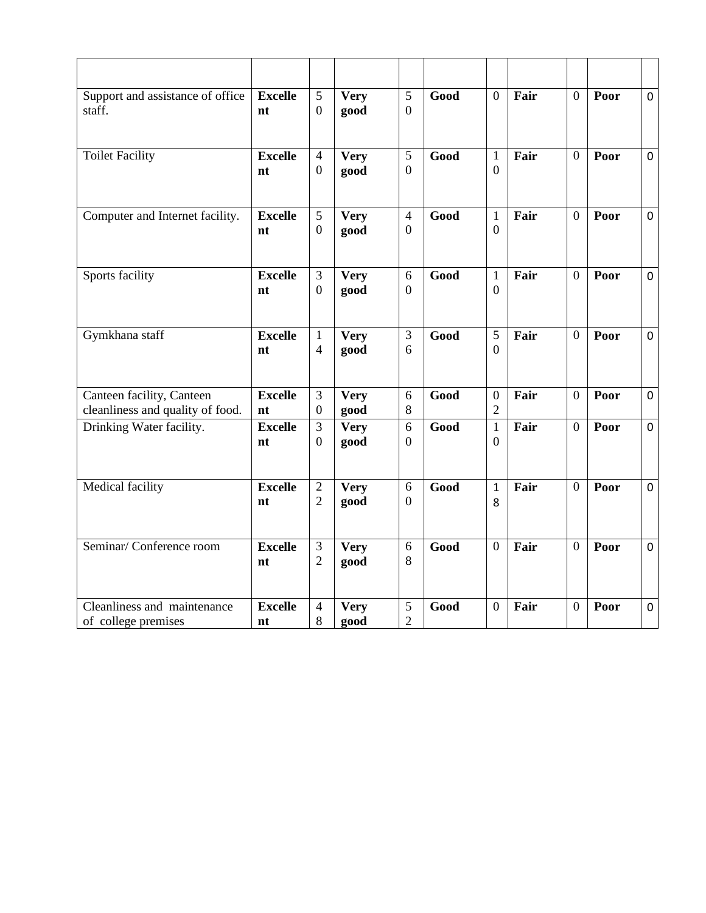| | | | | | | | | | | |
|---|---|---|---|---|---|---|---|---|---|---|
| Support and assistance of office staff. | **Excellent** | 50 | **Very good** | 50 | **Good** | 0 | **Fair** | 0 | **Poor** | 0 |
| Toilet Facility | **Excellent** | 40 | **Very good** | 50 | **Good** | 10 | **Fair** | 0 | **Poor** | 0 |
| Computer and Internet facility. | **Excellent** | 50 | **Very good** | 40 | **Good** | 10 | **Fair** | 0 | **Poor** | 0 |
| Sports facility | **Excellent** | 30 | **Very good** | 60 | **Good** | 10 | **Fair** | 0 | **Poor** | 0 |
| Gymkhana staff | **Excellent** | 14 | **Very good** | 36 | **Good** | 50 | **Fair** | 0 | **Poor** | 0 |
| Canteen facility, Canteen cleanliness and quality of food. | **Excellent** | 30 | **Very good** | 68 | **Good** | 02 | **Fair** | 0 | **Poor** | 0 |
| Drinking Water facility. | **Excellent** | 30 | **Very good** | 60 | **Good** | 10 | **Fair** | 0 | **Poor** | 0 |
| Medical facility | **Excellent** | 22 | **Very good** | 60 | **Good** | 18 | **Fair** | 0 | **Poor** | 0 |
| Seminar/ Conference room | **Excellent** | 32 | **Very good** | 68 | **Good** | 0 | **Fair** | 0 | **Poor** | 0 |
| Cleanliness and maintenance of college premises | **Excellent** | 48 | **Very good** | 52 | **Good** | 0 | **Fair** | 0 | **Poor** | 0 |